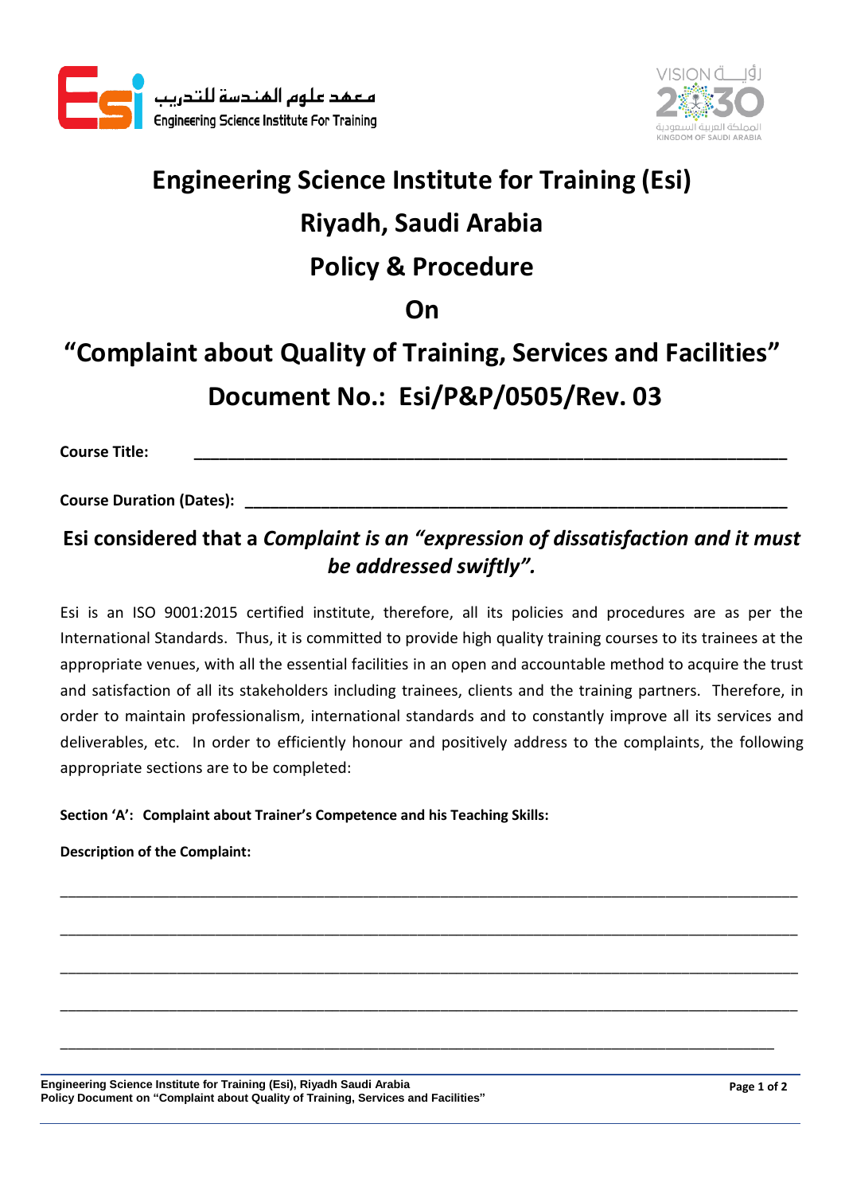معهد علوم الهندسة للتدريب
Engineering Science Institute For Training

VISION رؤية 2030 المملكة العربية السعودية KINGDOM OF SAUDI ARABIA

# Engineering Science Institute for Training (Esi)

# Riyadh, Saudi Arabia

# Policy & Procedure

# On

# "Complaint about Quality of Training, Services and Facilities"

# Document No.: Esi/P&P/0505/Rev. 03

**Course Title:** ____________________________________________________________________

**Course Duration (Dates):** ____________________________________________________________

## Esi considered that a *Complaint is an "expression of dissatisfaction and it must be addressed swiftly".*

Esi is an ISO 9001:2015 certified institute, therefore, all its policies and procedures are as per the International Standards. Thus, it is committed to provide high quality training courses to its trainees at the appropriate venues, with all the essential facilities in an open and accountable method to acquire the trust and satisfaction of all its stakeholders including trainees, clients and the training partners. Therefore, in order to maintain professionalism, international standards and to constantly improve all its services and deliverables, etc. In order to efficiently honour and positively address to the complaints, the following appropriate sections are to be completed:

**Section 'A': Complaint about Trainer's Competence and his Teaching Skills:**

**Description of the Complaint:**

________________________________________________________________________________

________________________________________________________________________________

________________________________________________________________________________

________________________________________________________________________________

________________________________________________________________________________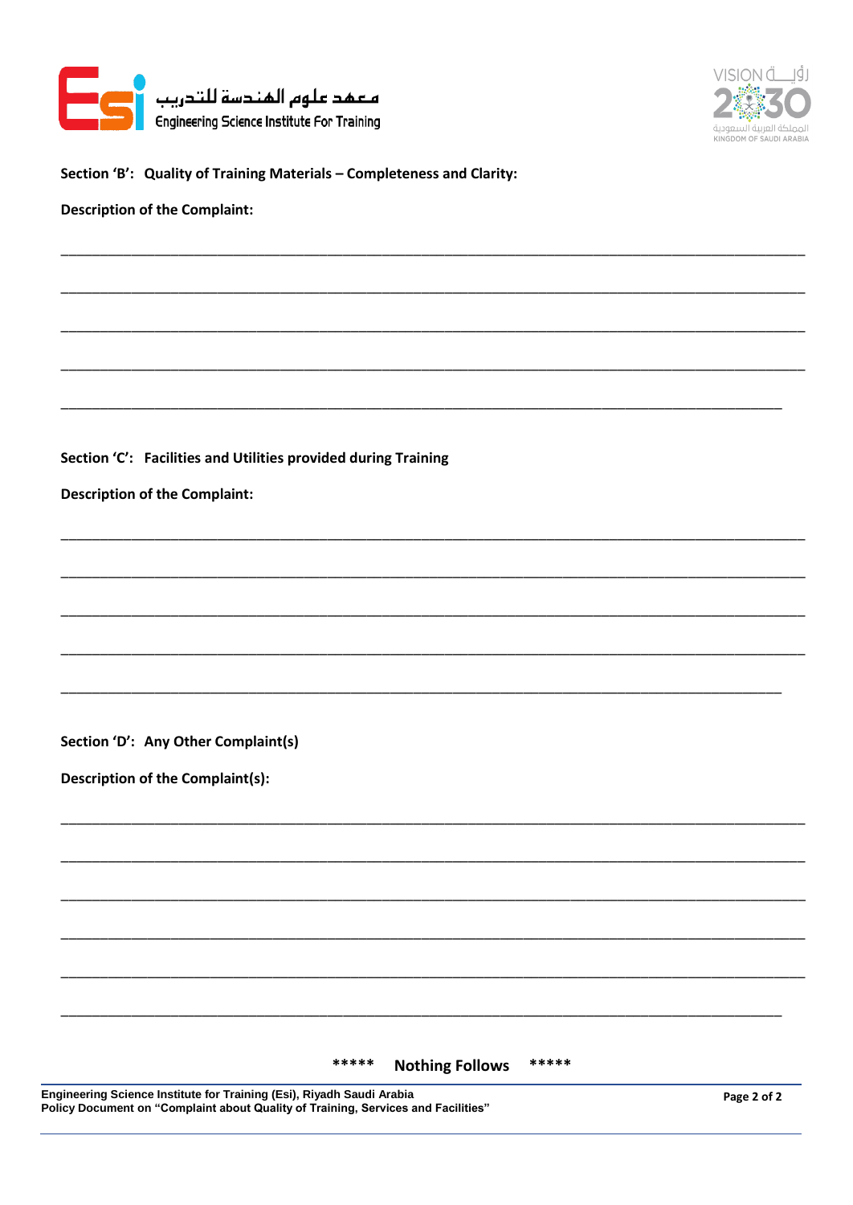**Section 'B': Quality of Training Materials – Completeness and Clarity:**

**Description of the Complaint:**

\_\_\_\_\_\_\_\_\_\_\_\_\_\_\_\_\_\_\_\_\_\_\_\_\_\_\_\_\_\_\_\_\_\_\_\_\_\_\_\_\_\_\_\_\_\_\_\_\_\_\_\_\_\_\_\_\_\_\_\_\_\_\_\_\_\_\_\_\_\_\_\_\_\_\_\_\_\_

\_\_\_\_\_\_\_\_\_\_\_\_\_\_\_\_\_\_\_\_\_\_\_\_\_\_\_\_\_\_\_\_\_\_\_\_\_\_\_\_\_\_\_\_\_\_\_\_\_\_\_\_\_\_\_\_\_\_\_\_\_\_\_\_\_\_\_\_\_\_\_\_\_\_\_\_\_\_

\_\_\_\_\_\_\_\_\_\_\_\_\_\_\_\_\_\_\_\_\_\_\_\_\_\_\_\_\_\_\_\_\_\_\_\_\_\_\_\_\_\_\_\_\_\_\_\_\_\_\_\_\_\_\_\_\_\_\_\_\_\_\_\_\_\_\_\_\_\_\_\_\_\_\_\_\_\_

\_\_\_\_\_\_\_\_\_\_\_\_\_\_\_\_\_\_\_\_\_\_\_\_\_\_\_\_\_\_\_\_\_\_\_\_\_\_\_\_\_\_\_\_\_\_\_\_\_\_\_\_\_\_\_\_\_\_\_\_\_\_\_\_\_\_\_\_\_\_\_\_\_\_\_\_\_\_

\_\_\_\_\_\_\_\_\_\_\_\_\_\_\_\_\_\_\_\_\_\_\_\_\_\_\_\_\_\_\_\_\_\_\_\_\_\_\_\_\_\_\_\_\_\_\_\_\_\_\_\_\_\_\_\_\_\_\_\_\_\_\_\_\_\_\_\_\_\_\_\_\_\_\_\_

**Section 'C': Facilities and Utilities provided during Training**

**Description of the Complaint:**

\_\_\_\_\_\_\_\_\_\_\_\_\_\_\_\_\_\_\_\_\_\_\_\_\_\_\_\_\_\_\_\_\_\_\_\_\_\_\_\_\_\_\_\_\_\_\_\_\_\_\_\_\_\_\_\_\_\_\_\_\_\_\_\_\_\_\_\_\_\_\_\_\_\_\_\_\_\_

\_\_\_\_\_\_\_\_\_\_\_\_\_\_\_\_\_\_\_\_\_\_\_\_\_\_\_\_\_\_\_\_\_\_\_\_\_\_\_\_\_\_\_\_\_\_\_\_\_\_\_\_\_\_\_\_\_\_\_\_\_\_\_\_\_\_\_\_\_\_\_\_\_\_\_\_\_\_

\_\_\_\_\_\_\_\_\_\_\_\_\_\_\_\_\_\_\_\_\_\_\_\_\_\_\_\_\_\_\_\_\_\_\_\_\_\_\_\_\_\_\_\_\_\_\_\_\_\_\_\_\_\_\_\_\_\_\_\_\_\_\_\_\_\_\_\_\_\_\_\_\_\_\_\_\_\_

\_\_\_\_\_\_\_\_\_\_\_\_\_\_\_\_\_\_\_\_\_\_\_\_\_\_\_\_\_\_\_\_\_\_\_\_\_\_\_\_\_\_\_\_\_\_\_\_\_\_\_\_\_\_\_\_\_\_\_\_\_\_\_\_\_\_\_\_\_\_\_\_\_\_\_\_\_\_

\_\_\_\_\_\_\_\_\_\_\_\_\_\_\_\_\_\_\_\_\_\_\_\_\_\_\_\_\_\_\_\_\_\_\_\_\_\_\_\_\_\_\_\_\_\_\_\_\_\_\_\_\_\_\_\_\_\_\_\_\_\_\_\_\_\_\_\_\_\_\_\_\_\_\_\_

**Section 'D': Any Other Complaint(s)**

**Description of the Complaint(s):**

\_\_\_\_\_\_\_\_\_\_\_\_\_\_\_\_\_\_\_\_\_\_\_\_\_\_\_\_\_\_\_\_\_\_\_\_\_\_\_\_\_\_\_\_\_\_\_\_\_\_\_\_\_\_\_\_\_\_\_\_\_\_\_\_\_\_\_\_\_\_\_\_\_\_\_\_\_\_

\_\_\_\_\_\_\_\_\_\_\_\_\_\_\_\_\_\_\_\_\_\_\_\_\_\_\_\_\_\_\_\_\_\_\_\_\_\_\_\_\_\_\_\_\_\_\_\_\_\_\_\_\_\_\_\_\_\_\_\_\_\_\_\_\_\_\_\_\_\_\_\_\_\_\_\_\_\_

\_\_\_\_\_\_\_\_\_\_\_\_\_\_\_\_\_\_\_\_\_\_\_\_\_\_\_\_\_\_\_\_\_\_\_\_\_\_\_\_\_\_\_\_\_\_\_\_\_\_\_\_\_\_\_\_\_\_\_\_\_\_\_\_\_\_\_\_\_\_\_\_\_\_\_\_\_\_

\_\_\_\_\_\_\_\_\_\_\_\_\_\_\_\_\_\_\_\_\_\_\_\_\_\_\_\_\_\_\_\_\_\_\_\_\_\_\_\_\_\_\_\_\_\_\_\_\_\_\_\_\_\_\_\_\_\_\_\_\_\_\_\_\_\_\_\_\_\_\_\_\_\_\_\_\_\_

\_\_\_\_\_\_\_\_\_\_\_\_\_\_\_\_\_\_\_\_\_\_\_\_\_\_\_\_\_\_\_\_\_\_\_\_\_\_\_\_\_\_\_\_\_\_\_\_\_\_\_\_\_\_\_\_\_\_\_\_\_\_\_\_\_\_\_\_\_\_\_\_\_\_\_\_\_\_

\_\_\_\_\_\_\_\_\_\_\_\_\_\_\_\_\_\_\_\_\_\_\_\_\_\_\_\_\_\_\_\_\_\_\_\_\_\_\_\_\_\_\_\_\_\_\_\_\_\_\_\_\_\_\_\_\_\_\_\_\_\_\_\_\_\_\_\_\_\_\_\_\_\_\_\_

\*\*\*\*\* **Nothing Follows** \*\*\*\*\*